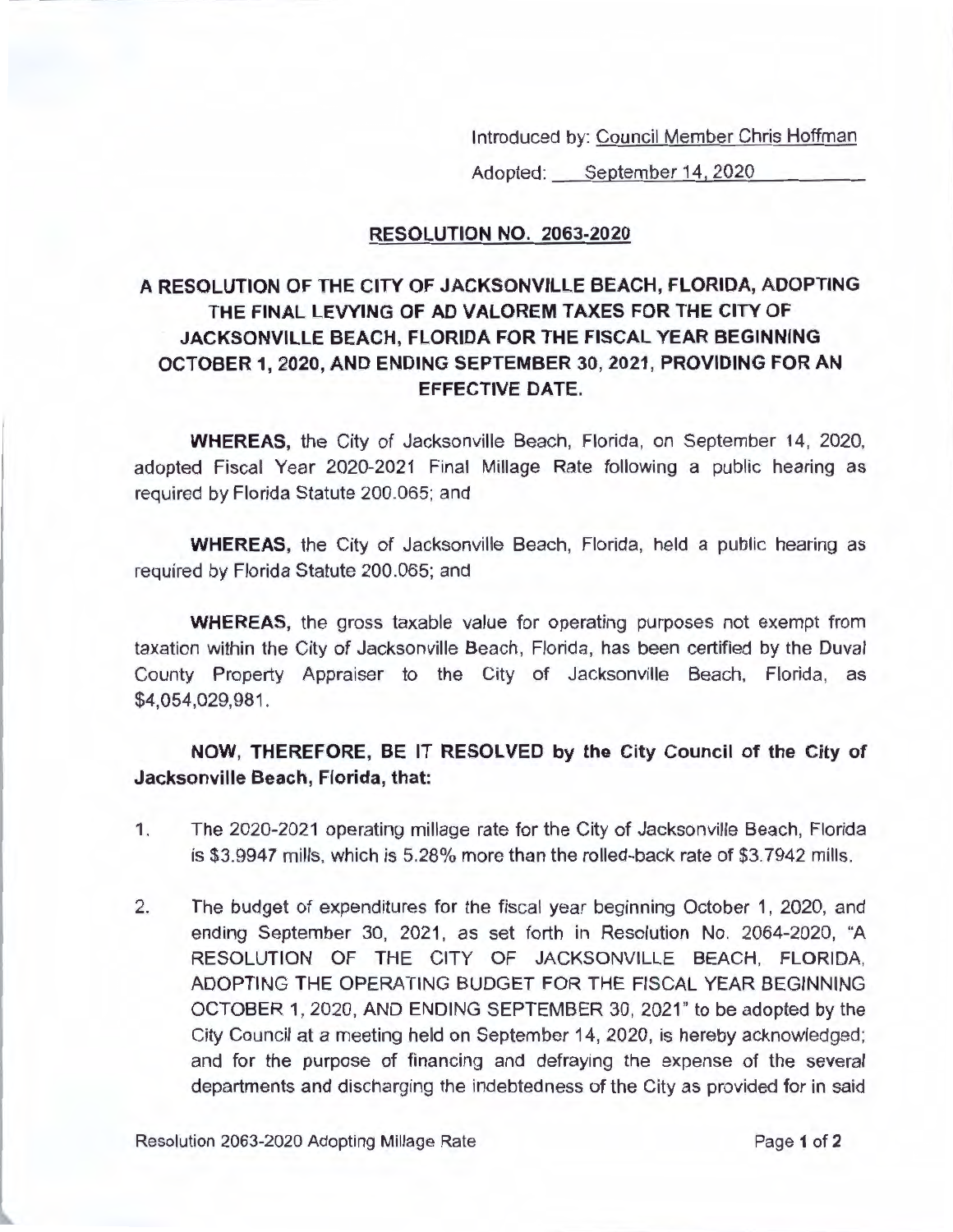Introduced by: Council Member Chris Hoffman

Adopted: September 14, 2020

## RESOLUTION NO. 2063-2020

## A RESOLUTION OF THE CITY OF JACKSONVILLE BEACH, FLORIDA, ADOPTING THE FINAL LEVYING OF AD VALOREM TAXES FOR THE CITY OF JACKSONVILLE BEACH, FLORIDA FOR THE FISCAL YEAR BEGINNING OCTOBER 1, 2020, AND ENDING SEPTEMBER 30, 2021, PROVIDING FOR AN EFFECTIVE DATE.

**WHEREAS,** the City of Jacksonville Beach, Florida, on September 14, 2020, adopted Fiscal Year 2020-2021 Final Millage Rate following a public hearing as required by Florida Statute 200.065; and

**WHEREAS,** the City of Jacksonville Beach, Florida, held a public hearing as required by Florida Statute 200.065; and

**WHEREAS,** the gross taxable value for operating purposes not exempt from taxation within the City of Jacksonville Beach, Florida, has been certified by the Duval County Property Appraiser to the City of Jacksonville Beach, Florida, as $4,054,029,981.

**NOW, THEREFORE, BE IT RESOLVED by the City Council of the City of Jacksonville Beach, Florida, that:**

1. The 2020-2021 operating millage rate for the City of Jacksonville Beach, Florida is $3.9947 mills, which is 5.28% more than the rolled-back rate of $3.7942 mills.

2. The budget of expenditures for the fiscal year beginning October 1, 2020, and ending September 30, 2021, as set forth in Resolution No. 2064-2020, "A RESOLUTION OF THE CITY OF JACKSONVILLE BEACH, FLORIDA, ADOPTING THE OPERATING BUDGET FOR THE FISCAL YEAR BEGINNING OCTOBER 1, 2020, AND ENDING SEPTEMBER 30, 2021" to be adopted by the City Council at a meeting held on September 14, 2020, is hereby acknowledged; and for the purpose of financing and defraying the expense of the several departments and discharging the indebtedness of the City as provided for in said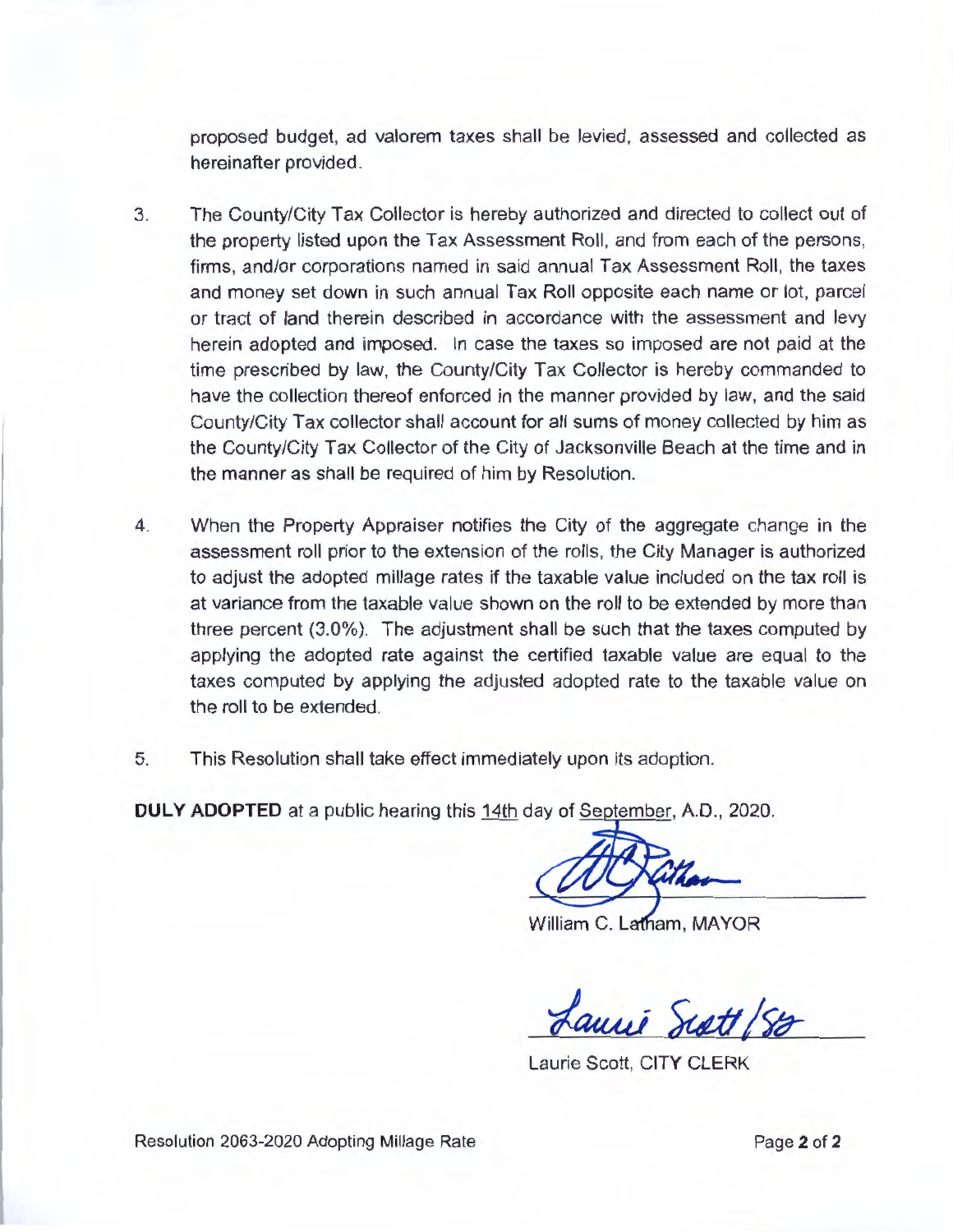proposed budget, ad valorem taxes shall be levied, assessed and collected as hereinafter provided.

3. The County/City Tax Collector is hereby authorized and directed to collect out of the property listed upon the Tax Assessment Roll, and from each of the persons, firms, and/or corporations named in said annual Tax Assessment Roll, the taxes and money set down in such annual Tax Roll opposite each name or lot, parcel or tract of land therein described in accordance with the assessment and levy herein adopted and imposed. In case the taxes so imposed are not paid at the time prescribed by law, the County/City Tax Collector is hereby commanded to have the collection thereof enforced in the manner provided by law, and the said County/City Tax collector shall account for all sums of money collected by him as the County/City Tax Collector of the City of Jacksonville Beach at the time and in the manner as shall be required of him by Resolution.

4. When the Property Appraiser notifies the City of the aggregate change in the assessment roll prior to the extension of the rolls, the City Manager is authorized to adjust the adopted millage rates if the taxable value included on the tax roll is at variance from the taxable value shown on the roll to be extended by more than three percent (3.0%). The adjustment shall be such that the taxes computed by applying the adopted rate against the certified taxable value are equal to the taxes computed by applying the adjusted adopted rate to the taxable value on the roll to be extended.

5. This Resolution shall take effect immediately upon its adoption.

**DULY ADOPTED** at a public hearing this 14th day of September, A.D., 2020.

William C. Latham, MAYOR

Laurie Scott, CITY CLERK

Resolution 2063-2020 Adopting Millage Rate